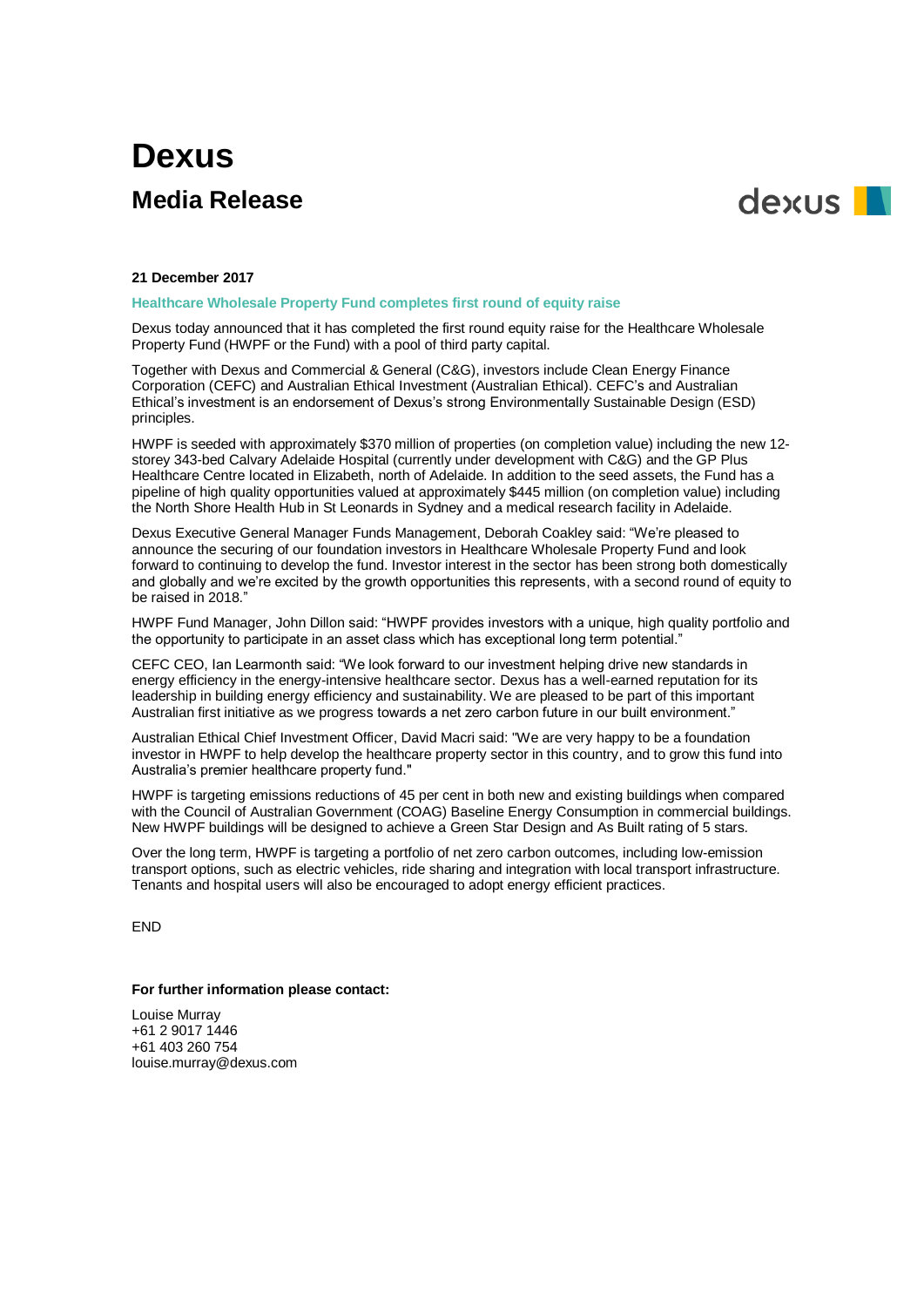# Dexus

## Media Release

**21 December 2017**

**Healthcare Wholesale Property Fund completes first round of equity raise**

Dexus today announced that it has completed the first round equity raise for the Healthcare Wholesale Property Fund (HWPF or the Fund) with a pool of third party capital.

Together with Dexus and Commercial & General (C&G), investors include Clean Energy Finance Corporation (CEFC) and Australian Ethical Investment (Australian Ethical). CEFC's and Australian Ethical's investment is an endorsement of Dexus's strong Environmentally Sustainable Design (ESD) principles.

HWPF is seeded with approximately $370 million of properties (on completion value) including the new 12-storey 343-bed Calvary Adelaide Hospital (currently under development with C&G) and the GP Plus Healthcare Centre located in Elizabeth, north of Adelaide. In addition to the seed assets, the Fund has a pipeline of high quality opportunities valued at approximately $445 million (on completion value) including the North Shore Health Hub in St Leonards in Sydney and a medical research facility in Adelaide.

Dexus Executive General Manager Funds Management, Deborah Coakley said: "We're pleased to announce the securing of our foundation investors in Healthcare Wholesale Property Fund and look forward to continuing to develop the fund. Investor interest in the sector has been strong both domestically and globally and we're excited by the growth opportunities this represents, with a second round of equity to be raised in 2018."

HWPF Fund Manager, John Dillon said: "HWPF provides investors with a unique, high quality portfolio and the opportunity to participate in an asset class which has exceptional long term potential."

CEFC CEO, Ian Learmonth said: "We look forward to our investment helping drive new standards in energy efficiency in the energy-intensive healthcare sector. Dexus has a well-earned reputation for its leadership in building energy efficiency and sustainability. We are pleased to be part of this important Australian first initiative as we progress towards a net zero carbon future in our built environment."

Australian Ethical Chief Investment Officer, David Macri said: "We are very happy to be a foundation investor in HWPF to help develop the healthcare property sector in this country, and to grow this fund into Australia's premier healthcare property fund."

HWPF is targeting emissions reductions of 45 per cent in both new and existing buildings when compared with the Council of Australian Government (COAG) Baseline Energy Consumption in commercial buildings. New HWPF buildings will be designed to achieve a Green Star Design and As Built rating of 5 stars.

Over the long term, HWPF is targeting a portfolio of net zero carbon outcomes, including low-emission transport options, such as electric vehicles, ride sharing and integration with local transport infrastructure. Tenants and hospital users will also be encouraged to adopt energy efficient practices.

END

**For further information please contact:**

Louise Murray  
+61 2 9017 1446  
+61 403 260 754  
louise.murray@dexus.com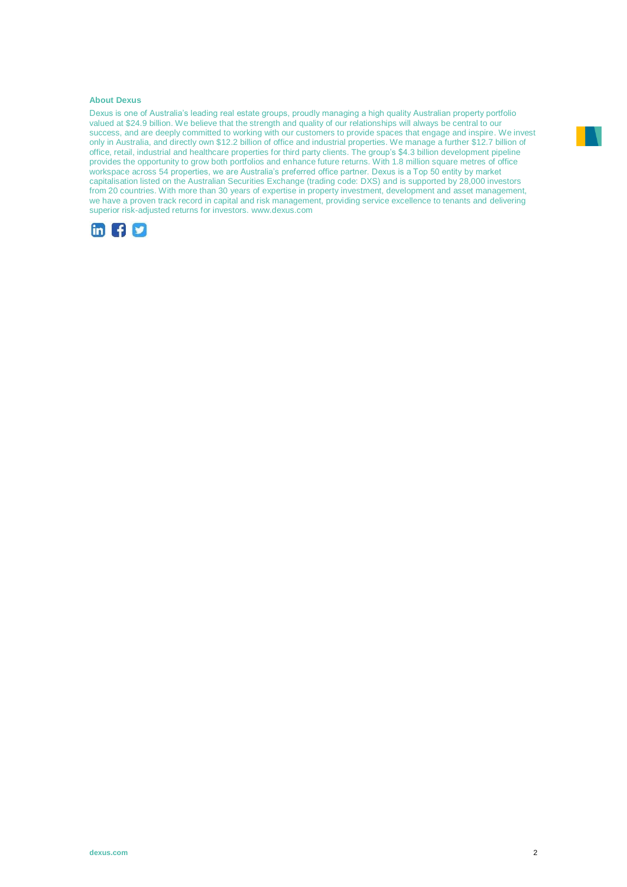## About Dexus

Dexus is one of Australia's leading real estate groups, proudly managing a high quality Australian property portfolio valued at $24.9 billion. We believe that the strength and quality of our relationships will always be central to our success, and are deeply committed to working with our customers to provide spaces that engage and inspire. We invest only in Australia, and directly own $12.2 billion of office and industrial properties. We manage a further $12.7 billion of office, retail, industrial and healthcare properties for third party clients. The group's $4.3 billion development pipeline provides the opportunity to grow both portfolios and enhance future returns. With 1.8 million square metres of office workspace across 54 properties, we are Australia's preferred office partner. Dexus is a Top 50 entity by market capitalisation listed on the Australian Securities Exchange (trading code: DXS) and is supported by 28,000 investors from 20 countries. With more than 30 years of expertise in property investment, development and asset management, we have a proven track record in capital and risk management, providing service excellence to tenants and delivering superior risk-adjusted returns for investors. www.dexus.com